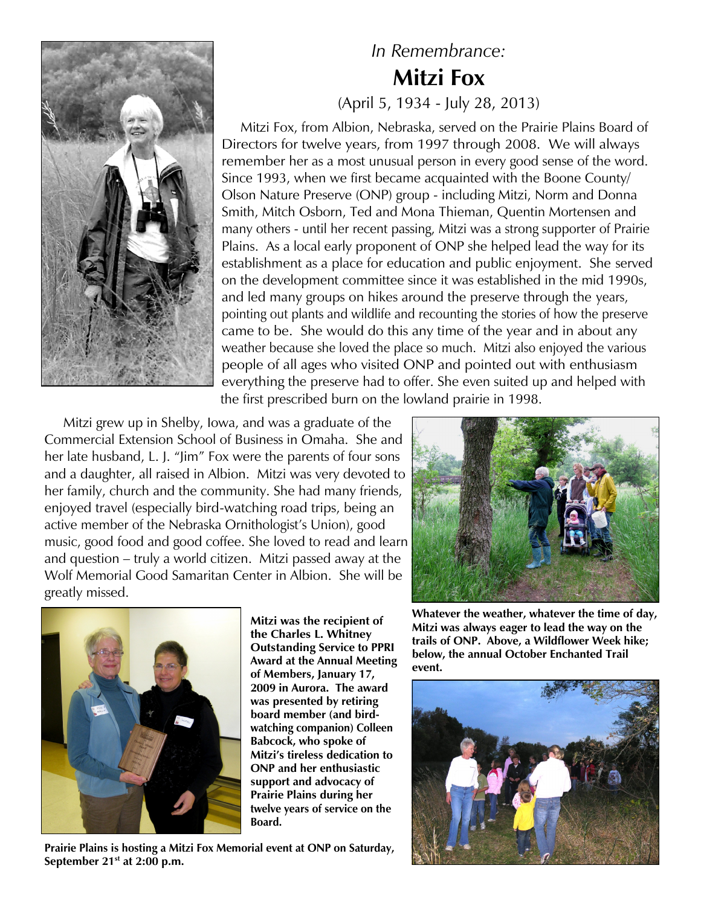*In Remembrance:*

# Mitzi Fox

(April 5, 1934 - July 28, 2013)

Mitzi Fox, from Albion, Nebraska, served on the Prairie Plains Board of Directors for twelve years, from 1997 through 2008. We will always remember her as a most unusual person in every good sense of the word. Since 1993, when we first became acquainted with the Boone County/ Olson Nature Preserve (ONP) group - including Mitzi, Norm and Donna Smith, Mitch Osborn, Ted and Mona Thieman, Quentin Mortensen and many others - until her recent passing, Mitzi was a strong supporter of Prairie Plains. As a local early proponent of ONP she helped lead the way for its establishment as a place for education and public enjoyment. She served on the development committee since it was established in the mid 1990s, and led many groups on hikes around the preserve through the years, pointing out plants and wildlife and recounting the stories of how the preserve came to be. She would do this any time of the year and in about any weather because she loved the place so much. Mitzi also enjoyed the various people of all ages who visited ONP and pointed out with enthusiasm everything the preserve had to offer. She even suited up and helped with the first prescribed burn on the lowland prairie in 1998.

Mitzi grew up in Shelby, Iowa, and was a graduate of the Commercial Extension School of Business in Omaha. She and her late husband, L. J. "Jim" Fox were the parents of four sons and a daughter, all raised in Albion. Mitzi was very devoted to her family, church and the community. She had many friends, enjoyed travel (especially bird-watching road trips, being an active member of the Nebraska Ornithologist's Union), good music, good food and good coffee. She loved to read and learn and question – truly a world citizen. Mitzi passed away at the Wolf Memorial Good Samaritan Center in Albion. She will be greatly missed.

**Whatever the weather, whatever the time of day, Mitzi was always eager to lead the way on the trails of ONP. Above, a Wildflower Week hike; below, the annual October Enchanted Trail event.**

**Mitzi was the recipient of the Charles L. Whitney Outstanding Service to PPRI Award at the Annual Meeting of Members, January 17, 2009 in Aurora. The award was presented by retiring board member (and bird-watching companion) Colleen Babcock, who spoke of Mitzi's tireless dedication to ONP and her enthusiastic support and advocacy of Prairie Plains during her twelve years of service on the Board.**

**Prairie Plains is hosting a Mitzi Fox Memorial event at ONP on Saturday, September 21st at 2:00 p.m.**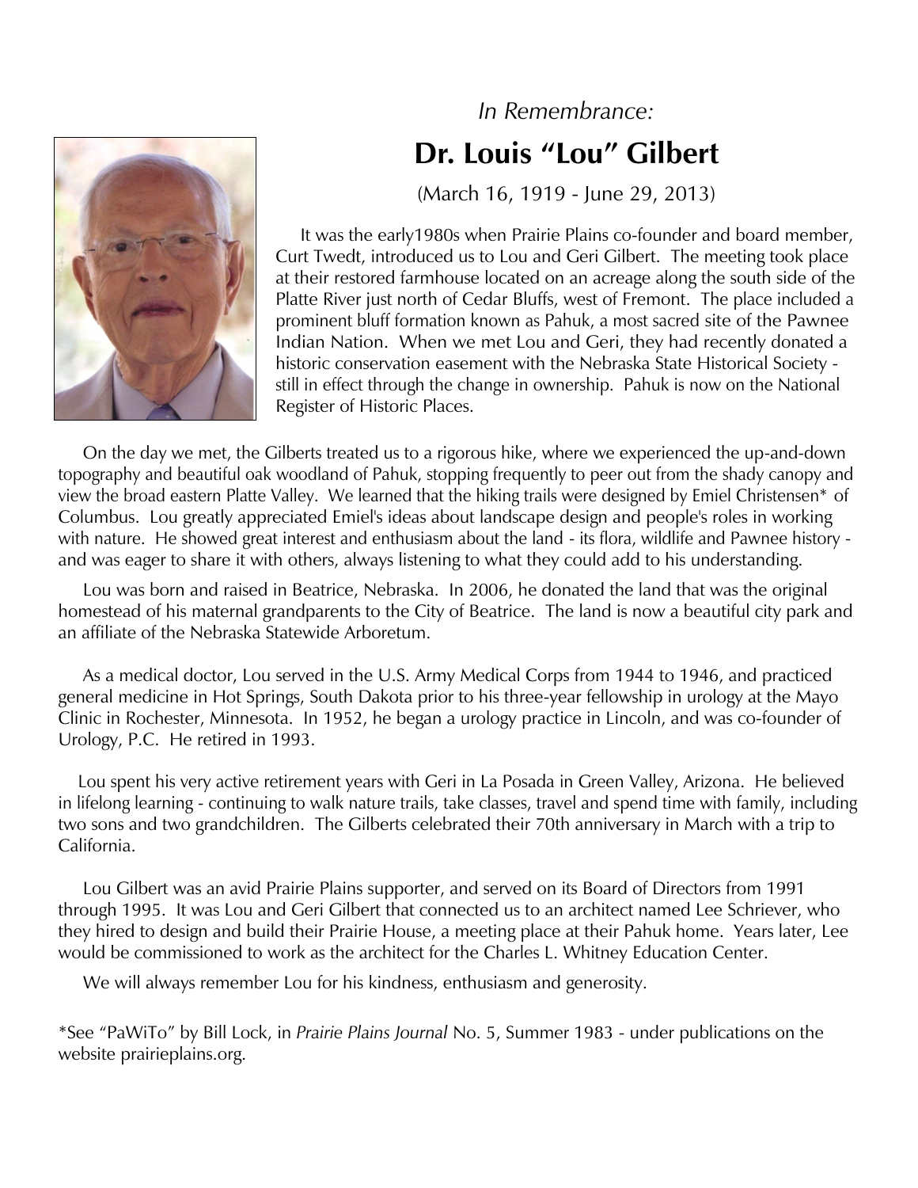*In Remembrance:*

# Dr. Louis "Lou" Gilbert

(March 16, 1919 - June 29, 2013)

It was the early1980s when Prairie Plains co-founder and board member, Curt Twedt, introduced us to Lou and Geri Gilbert. The meeting took place at their restored farmhouse located on an acreage along the south side of the Platte River just north of Cedar Bluffs, west of Fremont. The place included a prominent bluff formation known as Pahuk, a most sacred site of the Pawnee Indian Nation. When we met Lou and Geri, they had recently donated a historic conservation easement with the Nebraska State Historical Society - still in effect through the change in ownership. Pahuk is now on the National Register of Historic Places.

On the day we met, the Gilberts treated us to a rigorous hike, where we experienced the up-and-down topography and beautiful oak woodland of Pahuk, stopping frequently to peer out from the shady canopy and view the broad eastern Platte Valley. We learned that the hiking trails were designed by Emiel Christensen* of Columbus. Lou greatly appreciated Emiel's ideas about landscape design and people's roles in working with nature. He showed great interest and enthusiasm about the land - its flora, wildlife and Pawnee history - and was eager to share it with others, always listening to what they could add to his understanding.

Lou was born and raised in Beatrice, Nebraska. In 2006, he donated the land that was the original homestead of his maternal grandparents to the City of Beatrice. The land is now a beautiful city park and an affiliate of the Nebraska Statewide Arboretum.

As a medical doctor, Lou served in the U.S. Army Medical Corps from 1944 to 1946, and practiced general medicine in Hot Springs, South Dakota prior to his three-year fellowship in urology at the Mayo Clinic in Rochester, Minnesota. In 1952, he began a urology practice in Lincoln, and was co-founder of Urology, P.C. He retired in 1993.

Lou spent his very active retirement years with Geri in La Posada in Green Valley, Arizona. He believed in lifelong learning - continuing to walk nature trails, take classes, travel and spend time with family, including two sons and two grandchildren. The Gilberts celebrated their 70th anniversary in March with a trip to California.

Lou Gilbert was an avid Prairie Plains supporter, and served on its Board of Directors from 1991 through 1995. It was Lou and Geri Gilbert that connected us to an architect named Lee Schriever, who they hired to design and build their Prairie House, a meeting place at their Pahuk home. Years later, Lee would be commissioned to work as the architect for the Charles L. Whitney Education Center.

We will always remember Lou for his kindness, enthusiasm and generosity.

*See "PaWiTo" by Bill Lock, in *Prairie Plains Journal* No. 5, Summer 1983 - under publications on the website prairieplains.org.